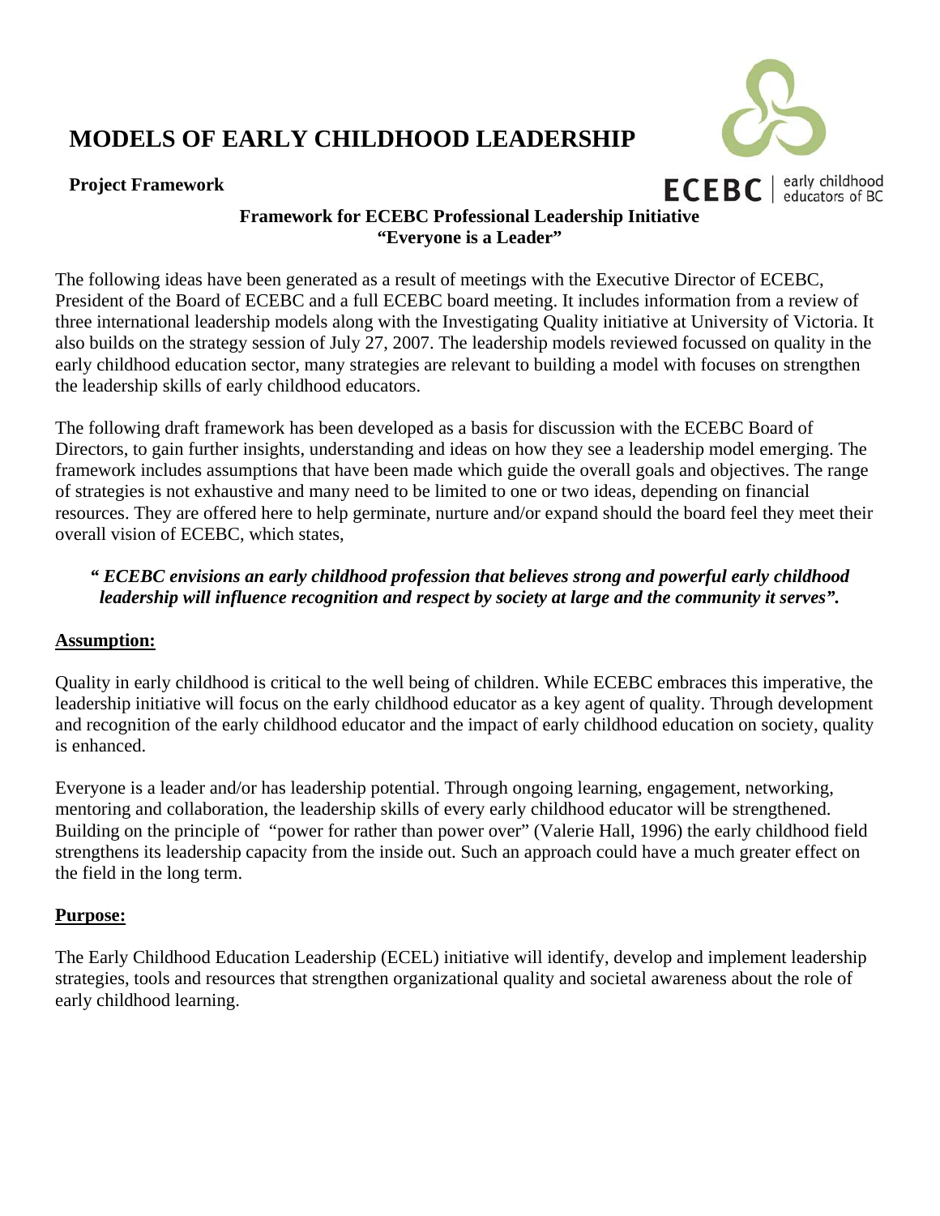# MODELS OF EARLY CHILDHOOD LEADERSHIP

**Project Framework**

ECEBC | early childhood educators of BC

**Framework for ECEBC Professional Leadership Initiative**
**"Everyone is a Leader"**

The following ideas have been generated as a result of meetings with the Executive Director of ECEBC, President of the Board of ECEBC and a full ECEBC board meeting. It includes information from a review of three international leadership models along with the Investigating Quality initiative at University of Victoria. It also builds on the strategy session of July 27, 2007. The leadership models reviewed focussed on quality in the early childhood education sector, many strategies are relevant to building a model with focuses on strengthen the leadership skills of early childhood educators.

The following draft framework has been developed as a basis for discussion with the ECEBC Board of Directors, to gain further insights, understanding and ideas on how they see a leadership model emerging. The framework includes assumptions that have been made which guide the overall goals and objectives. The range of strategies is not exhaustive and many need to be limited to one or two ideas, depending on financial resources. They are offered here to help germinate, nurture and/or expand should the board feel they meet their overall vision of ECEBC, which states,

***" ECEBC envisions an early childhood profession that believes strong and powerful early childhood leadership will influence recognition and respect by society at large and the community it serves".***

## Assumption:

Quality in early childhood is critical to the well being of children. While ECEBC embraces this imperative, the leadership initiative will focus on the early childhood educator as a key agent of quality. Through development and recognition of the early childhood educator and the impact of early childhood education on society, quality is enhanced.

Everyone is a leader and/or has leadership potential. Through ongoing learning, engagement, networking, mentoring and collaboration, the leadership skills of every early childhood educator will be strengthened. Building on the principle of "power for rather than power over" (Valerie Hall, 1996) the early childhood field strengthens its leadership capacity from the inside out. Such an approach could have a much greater effect on the field in the long term.

## Purpose:

The Early Childhood Education Leadership (ECEL) initiative will identify, develop and implement leadership strategies, tools and resources that strengthen organizational quality and societal awareness about the role of early childhood learning.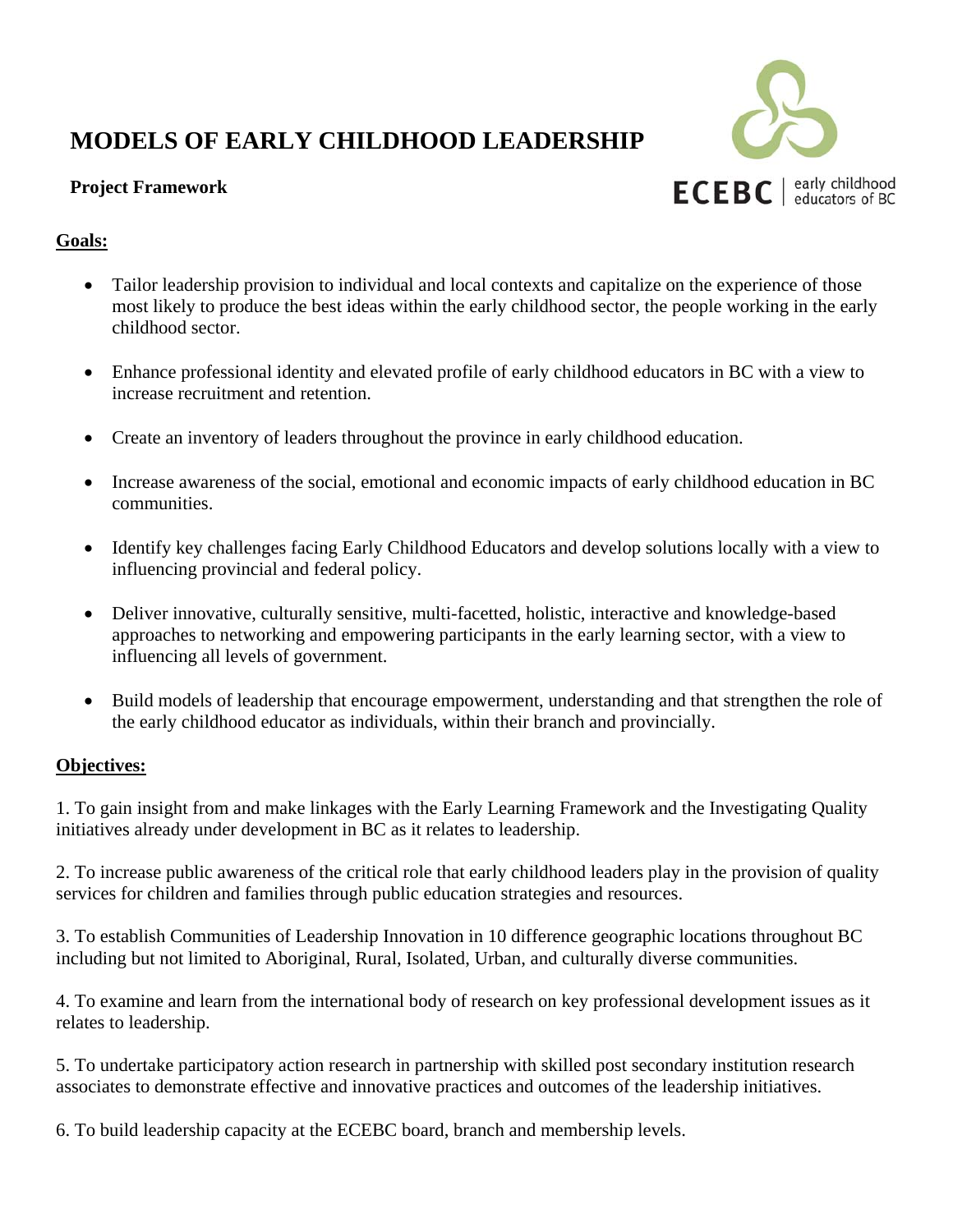# MODELS OF EARLY CHILDHOOD LEADERSHIP

**Project Framework**

ECEBC | early childhood educators of BC

## Goals:

- Tailor leadership provision to individual and local contexts and capitalize on the experience of those most likely to produce the best ideas within the early childhood sector, the people working in the early childhood sector.
- Enhance professional identity and elevated profile of early childhood educators in BC with a view to increase recruitment and retention.
- Create an inventory of leaders throughout the province in early childhood education.
- Increase awareness of the social, emotional and economic impacts of early childhood education in BC communities.
- Identify key challenges facing Early Childhood Educators and develop solutions locally with a view to influencing provincial and federal policy.
- Deliver innovative, culturally sensitive, multi-facetted, holistic, interactive and knowledge-based approaches to networking and empowering participants in the early learning sector, with a view to influencing all levels of government.
- Build models of leadership that encourage empowerment, understanding and that strengthen the role of the early childhood educator as individuals, within their branch and provincially.

## Objectives:

1. To gain insight from and make linkages with the Early Learning Framework and the Investigating Quality initiatives already under development in BC as it relates to leadership.

2. To increase public awareness of the critical role that early childhood leaders play in the provision of quality services for children and families through public education strategies and resources.

3. To establish Communities of Leadership Innovation in 10 difference geographic locations throughout BC including but not limited to Aboriginal, Rural, Isolated, Urban, and culturally diverse communities.

4. To examine and learn from the international body of research on key professional development issues as it relates to leadership.

5. To undertake participatory action research in partnership with skilled post secondary institution research associates to demonstrate effective and innovative practices and outcomes of the leadership initiatives.

6. To build leadership capacity at the ECEBC board, branch and membership levels.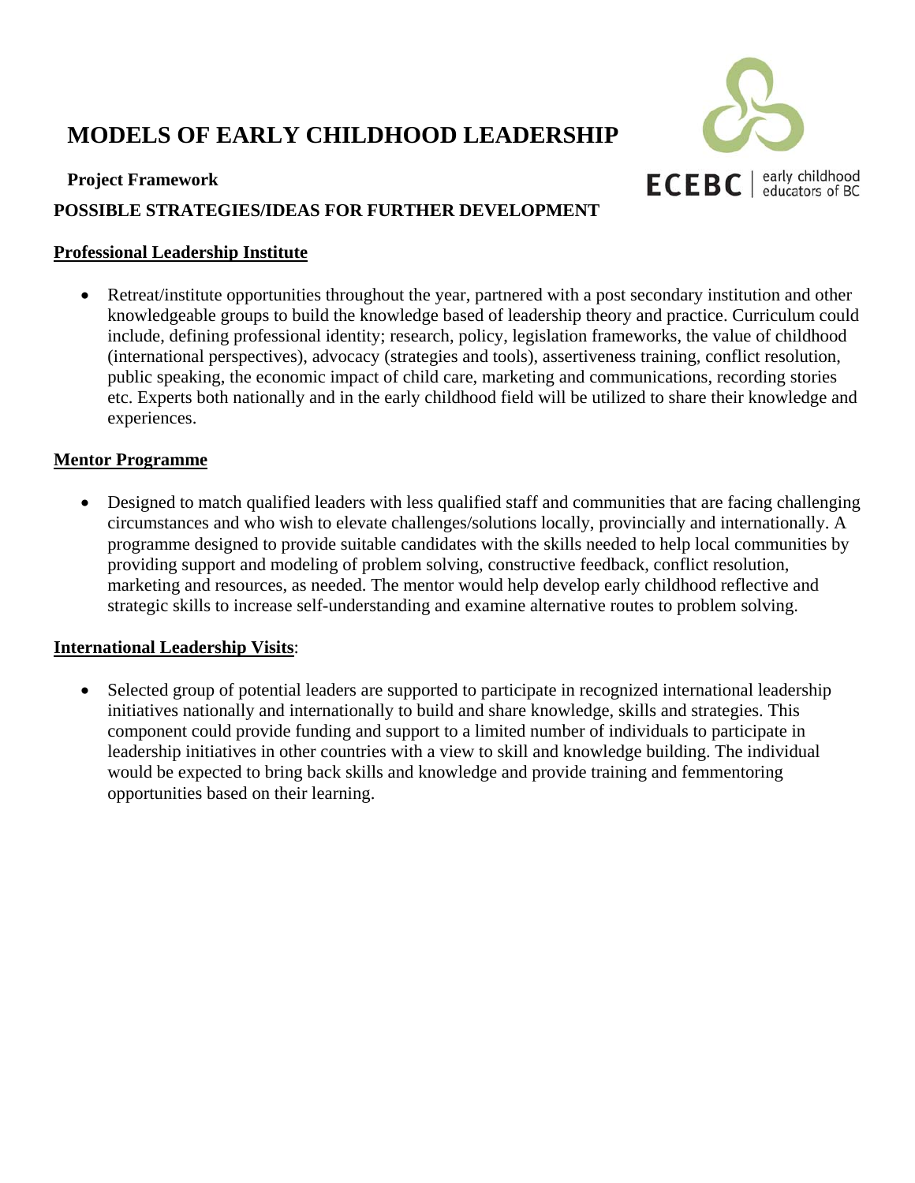# MODELS OF EARLY CHILDHOOD LEADERSHIP

ECEBC | early childhood educators of BC

**Project Framework**

**POSSIBLE STRATEGIES/IDEAS FOR FURTHER DEVELOPMENT**

**<u>Professional Leadership Institute</u>**

- Retreat/institute opportunities throughout the year, partnered with a post secondary institution and other knowledgeable groups to build the knowledge based of leadership theory and practice. Curriculum could include, defining professional identity; research, policy, legislation frameworks, the value of childhood (international perspectives), advocacy (strategies and tools), assertiveness training, conflict resolution, public speaking, the economic impact of child care, marketing and communications, recording stories etc. Experts both nationally and in the early childhood field will be utilized to share their knowledge and experiences.

**<u>Mentor Programme</u>**

- Designed to match qualified leaders with less qualified staff and communities that are facing challenging circumstances and who wish to elevate challenges/solutions locally, provincially and internationally. A programme designed to provide suitable candidates with the skills needed to help local communities by providing support and modeling of problem solving, constructive feedback, conflict resolution, marketing and resources, as needed. The mentor would help develop early childhood reflective and strategic skills to increase self-understanding and examine alternative routes to problem solving.

**<u>International Leadership Visits</u>**:

- Selected group of potential leaders are supported to participate in recognized international leadership initiatives nationally and internationally to build and share knowledge, skills and strategies. This component could provide funding and support to a limited number of individuals to participate in leadership initiatives in other countries with a view to skill and knowledge building. The individual would be expected to bring back skills and knowledge and provide training and femmentoring opportunities based on their learning.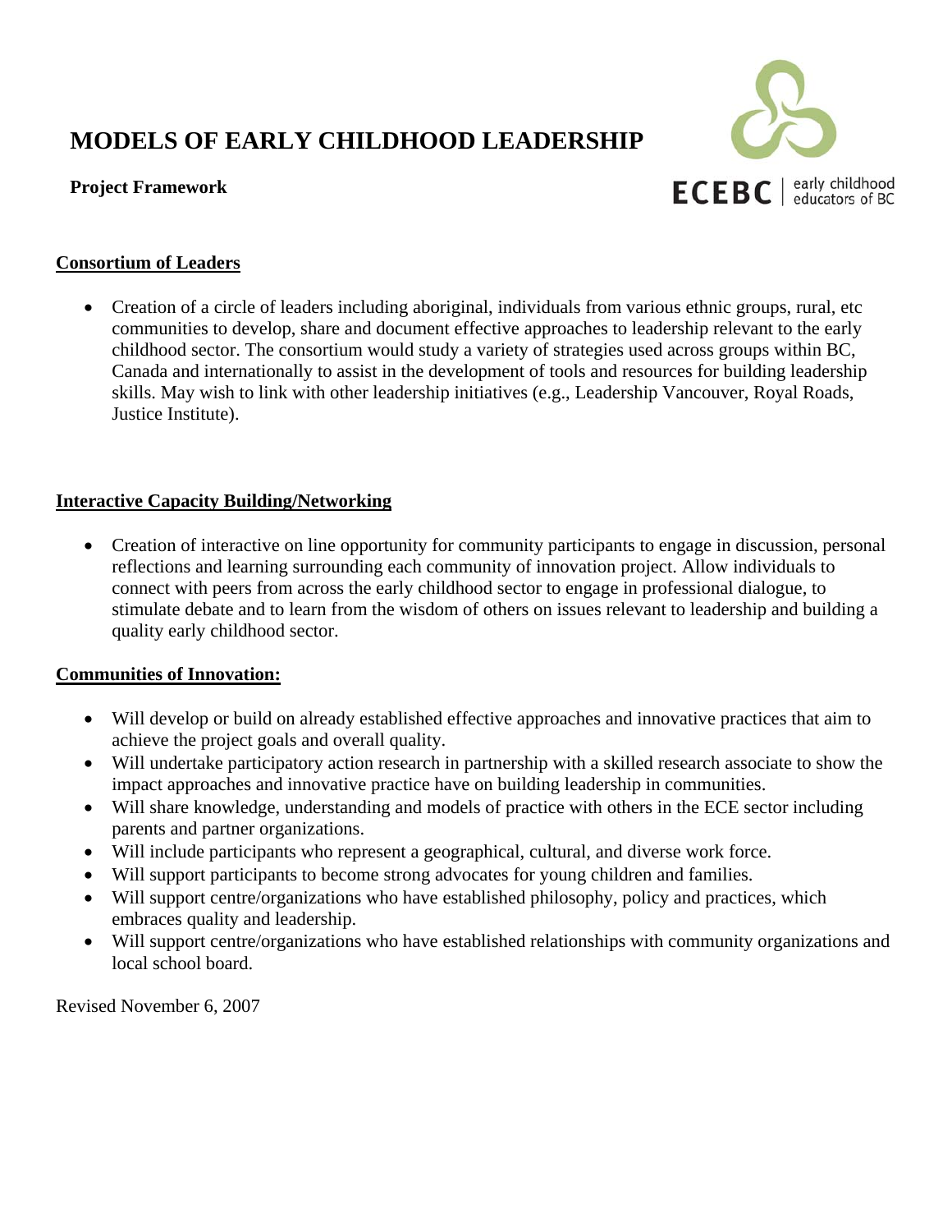# MODELS OF EARLY CHILDHOOD LEADERSHIP

**Project Framework**

ECEBC | early childhood educators of BC

**Consortium of Leaders**

- Creation of a circle of leaders including aboriginal, individuals from various ethnic groups, rural, etc communities to develop, share and document effective approaches to leadership relevant to the early childhood sector. The consortium would study a variety of strategies used across groups within BC, Canada and internationally to assist in the development of tools and resources for building leadership skills. May wish to link with other leadership initiatives (e.g., Leadership Vancouver, Royal Roads, Justice Institute).

**Interactive Capacity Building/Networking**

- Creation of interactive on line opportunity for community participants to engage in discussion, personal reflections and learning surrounding each community of innovation project. Allow individuals to connect with peers from across the early childhood sector to engage in professional dialogue, to stimulate debate and to learn from the wisdom of others on issues relevant to leadership and building a quality early childhood sector.

**Communities of Innovation:**

- Will develop or build on already established effective approaches and innovative practices that aim to achieve the project goals and overall quality.
- Will undertake participatory action research in partnership with a skilled research associate to show the impact approaches and innovative practice have on building leadership in communities.
- Will share knowledge, understanding and models of practice with others in the ECE sector including parents and partner organizations.
- Will include participants who represent a geographical, cultural, and diverse work force.
- Will support participants to become strong advocates for young children and families.
- Will support centre/organizations who have established philosophy, policy and practices, which embraces quality and leadership.
- Will support centre/organizations who have established relationships with community organizations and local school board.

Revised November 6, 2007